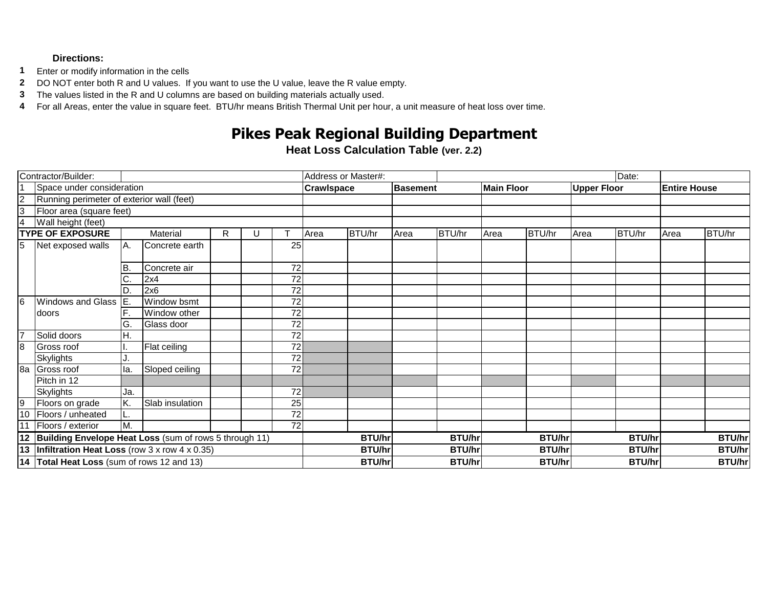**Directions:**

1. Enter or modify information in the cells
2. DO NOT enter both R and U values. If you want to use the U value, leave the R value empty.
3. The values listed in the R and U columns are based on building materials actually used.
4. For all Areas, enter the value in square feet. BTU/hr means British Thermal Unit per hour, a unit measure of heat loss over time.

# Pikes Peak Regional Building Department

## Heat Loss Calculation Table (ver. 2.2)

| Contractor/Builder: | | | | | | | Address or Master#: | | | | | | | Date: | | |
|---|---|---|---|---|---|---|---|---|---|---|---|---|---|---|---|---|
| 1 | Space under consideration | | | | | | **Crawlspace** | | **Basement** | | **Main Floor** | | **Upper Floor** | | **Entire House** | |
| 2 | Running perimeter of exterior wall (feet) | | | | | | | | | | | | | | | |
| 3 | Floor area (square feet) | | | | | | | | | | | | | | | |
| 4 | Wall height (feet) | | | | | | | | | | | | | | | |
| **TYPE OF EXPOSURE** | | | Material | R | U | T | Area | BTU/hr | Area | BTU/hr | Area | BTU/hr | Area | BTU/hr | Area | BTU/hr |
| 5 | Net exposed walls | A. | Concrete earth | | | 25 | | | | | | | | | | |
| | | B. | Concrete air | | | 72 | | | | | | | | | | |
| | | C. | 2x4 | | | 72 | | | | | | | | | | |
| | | D. | 2x6 | | | 72 | | | | | | | | | | |
| 6 | Windows and Glass doors | E. | Window bsmt | | | 72 | | | | | | | | | | |
| | | F. | Window other | | | 72 | | | | | | | | | | |
| | | G. | Glass door | | | 72 | | | | | | | | | | |
| 7 | Solid doors | H. | | | | 72 | | | | | | | | | | |
| 8 | Gross roof | I. | Flat ceiling | | | 72 | | | | | | | | | | |
| | Skylights | J. | | | | 72 | | | | | | | | | | |
| 8a | Gross roof | Ia. | Sloped ceiling | | | 72 | | | | | | | | | | |
| | Pitch in 12 | | | | | | | | | | | | | | | |
| | Skylights | Ja. | | | | 72 | | | | | | | | | | |
| 9 | Floors on grade | K. | Slab insulation | | | 25 | | | | | | | | | | |
| 10 | Floors / unheated | L. | | | | 72 | | | | | | | | | | |
| 11 | Floors / exterior | M. | | | | 72 | | | | | | | | | | |
| **12** | **Building Envelope Heat Loss** (sum of rows 5 through 11) | | | | | | | **BTU/hr** | | **BTU/hr** | | **BTU/hr** | | **BTU/hr** | | **BTU/hr** |
| **13** | **Infiltration Heat Loss** (row 3 x row 4 x 0.35) | | | | | | | **BTU/hr** | | **BTU/hr** | | **BTU/hr** | | **BTU/hr** | | **BTU/hr** |
| **14** | **Total Heat Loss** (sum of rows 12 and 13) | | | | | | | **BTU/hr** | | **BTU/hr** | | **BTU/hr** | | **BTU/hr** | | **BTU/hr** |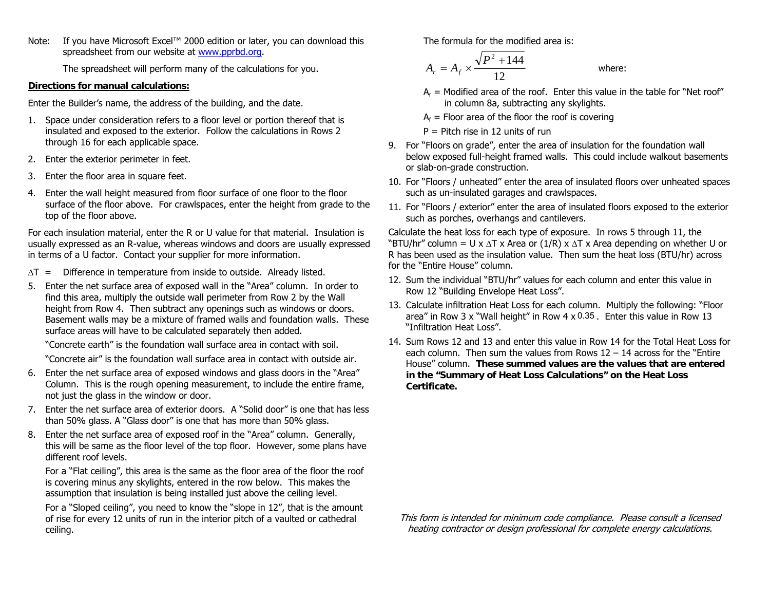Note: If you have Microsoft Excel™ 2000 edition or later, you can download this spreadsheet from our website at www.pprbd.org.

The spreadsheet will perform many of the calculations for you.

**Directions for manual calculations:**

Enter the Builder's name, the address of the building, and the date.

1. Space under consideration refers to a floor level or portion thereof that is insulated and exposed to the exterior. Follow the calculations in Rows 2 through 16 for each applicable space.
2. Enter the exterior perimeter in feet.
3. Enter the floor area in square feet.
4. Enter the wall height measured from floor surface of one floor to the floor surface of the floor above. For crawlspaces, enter the height from grade to the top of the floor above.

For each insulation material, enter the R or U value for that material. Insulation is usually expressed as an R-value, whereas windows and doors are usually expressed in terms of a U factor. Contact your supplier for more information.

$\Delta T$ = Difference in temperature from inside to outside. Already listed.

5. Enter the net surface area of exposed wall in the "Area" column. In order to find this area, multiply the outside wall perimeter from Row 2 by the Wall height from Row 4. Then subtract any openings such as windows or doors. Basement walls may be a mixture of framed walls and foundation walls. These surface areas will have to be calculated separately then added.

   "Concrete earth" is the foundation wall surface area in contact with soil.

   "Concrete air" is the foundation wall surface area in contact with outside air.

6. Enter the net surface area of exposed windows and glass doors in the "Area" Column. This is the rough opening measurement, to include the entire frame, not just the glass in the window or door.
7. Enter the net surface area of exterior doors. A "Solid door" is one that has less than 50% glass. A "Glass door" is one that has more than 50% glass.
8. Enter the net surface area of exposed roof in the "Area" column. Generally, this will be same as the floor level of the top floor. However, some plans have different roof levels.

   For a "Flat ceiling", this area is the same as the floor area of the floor the roof is covering minus any skylights, entered in the row below. This makes the assumption that insulation is being installed just above the ceiling level.

   For a "Sloped ceiling", you need to know the "slope in 12", that is the amount of rise for every 12 units of run in the interior pitch of a vaulted or cathedral ceiling.

   The formula for the modified area is:

   $$A_r = A_f \times \frac{\sqrt{P^2 + 144}}{12}$$

   where:

   $A_r$ = Modified area of the roof. Enter this value in the table for "Net roof" in column 8a, subtracting any skylights.

   $A_f$ = Floor area of the floor the roof is covering

   P = Pitch rise in 12 units of run

9. For "Floors on grade", enter the area of insulation for the foundation wall below exposed full-height framed walls. This could include walkout basements or slab-on-grade construction.
10. For "Floors / unheated" enter the area of insulated floors over unheated spaces such as un-insulated garages and crawlspaces.
11. For "Floors / exterior" enter the area of insulated floors exposed to the exterior such as porches, overhangs and cantilevers.

Calculate the heat loss for each type of exposure. In rows 5 through 11, the "BTU/hr" column = U x $\Delta T$ x Area or (1/R) x $\Delta T$ x Area depending on whether U or R has been used as the insulation value. Then sum the heat loss (BTU/hr) across for the "Entire House" column.

12. Sum the individual "BTU/hr" values for each column and enter this value in Row 12 "Building Envelope Heat Loss".
13. Calculate infiltration Heat Loss for each column. Multiply the following: "Floor area" in Row 3 x "Wall height" in Row 4 x 0.35. Enter this value in Row 13 "Infiltration Heat Loss".
14. Sum Rows 12 and 13 and enter this value in Row 14 for the Total Heat Loss for each column. Then sum the values from Rows 12 – 14 across for the "Entire House" column. **These summed values are the values that are entered in the "Summary of Heat Loss Calculations" on the Heat Loss Certificate.**

*This form is intended for minimum code compliance. Please consult a licensed heating contractor or design professional for complete energy calculations.*